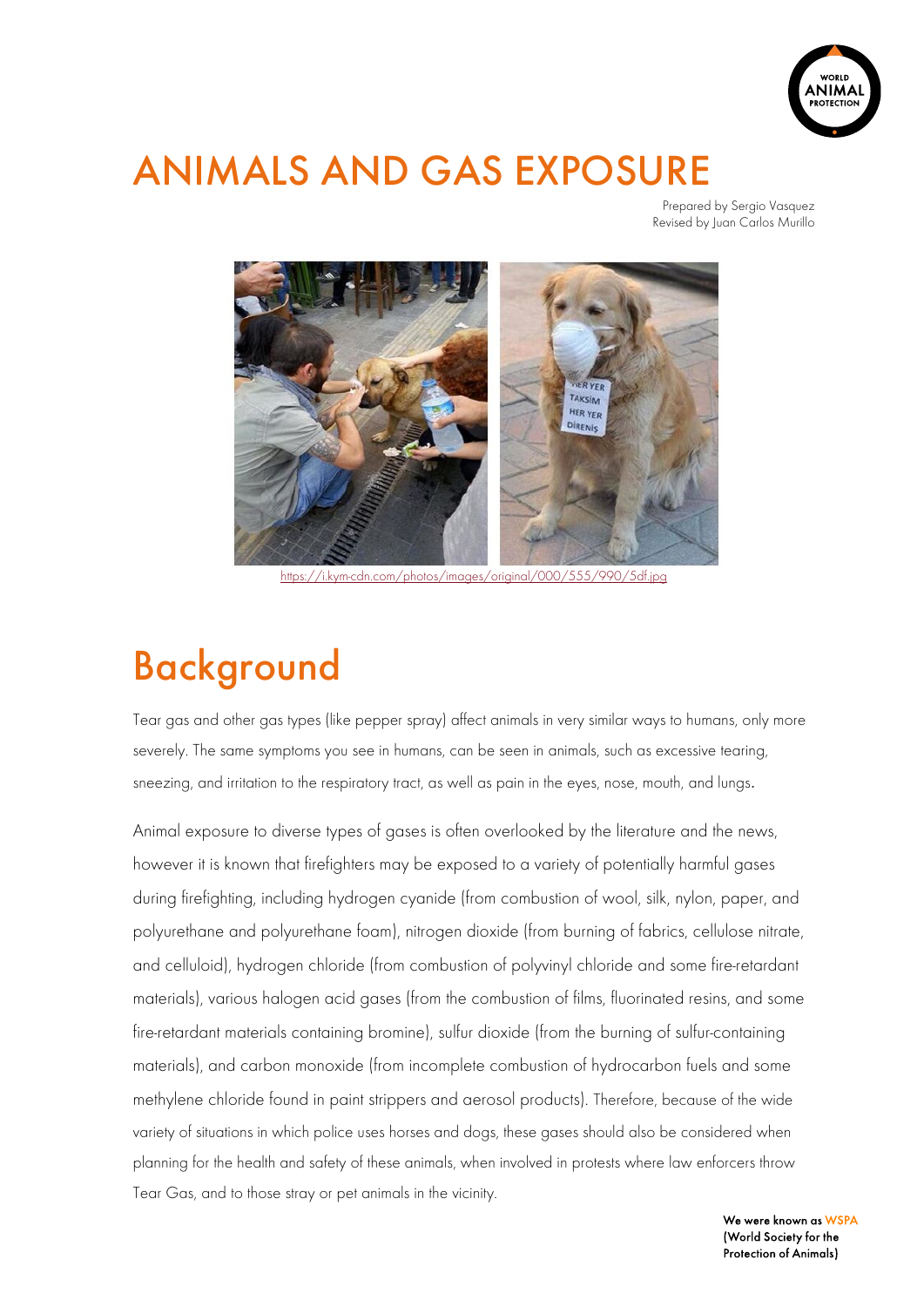# ANIMALS AND GAS EXPOSURE

Prepared by Sergio Vasquez
Revised by Juan Carlos Murillo

https://i.kym-cdn.com/photos/images/original/000/555/990/5df.jpg

## Background

Tear gas and other gas types (like pepper spray) affect animals in very similar ways to humans, only more severely. The same symptoms you see in humans, can be seen in animals, such as excessive tearing, sneezing, and irritation to the respiratory tract, as well as pain in the eyes, nose, mouth, and lungs.

Animal exposure to diverse types of gases is often overlooked by the literature and the news, however it is known that firefighters may be exposed to a variety of potentially harmful gases during firefighting, including hydrogen cyanide (from combustion of wool, silk, nylon, paper, and polyurethane and polyurethane foam), nitrogen dioxide (from burning of fabrics, cellulose nitrate, and celluloid), hydrogen chloride (from combustion of polyvinyl chloride and some fire-retardant materials), various halogen acid gases (from the combustion of films, fluorinated resins, and some fire-retardant materials containing bromine), sulfur dioxide (from the burning of sulfur-containing materials), and carbon monoxide (from incomplete combustion of hydrocarbon fuels and some methylene chloride found in paint strippers and aerosol products). Therefore, because of the wide variety of situations in which police uses horses and dogs, these gases should also be considered when planning for the health and safety of these animals, when involved in protests where law enforcers throw Tear Gas, and to those stray or pet animals in the vicinity.

We were known as WSPA (World Society for the Protection of Animals)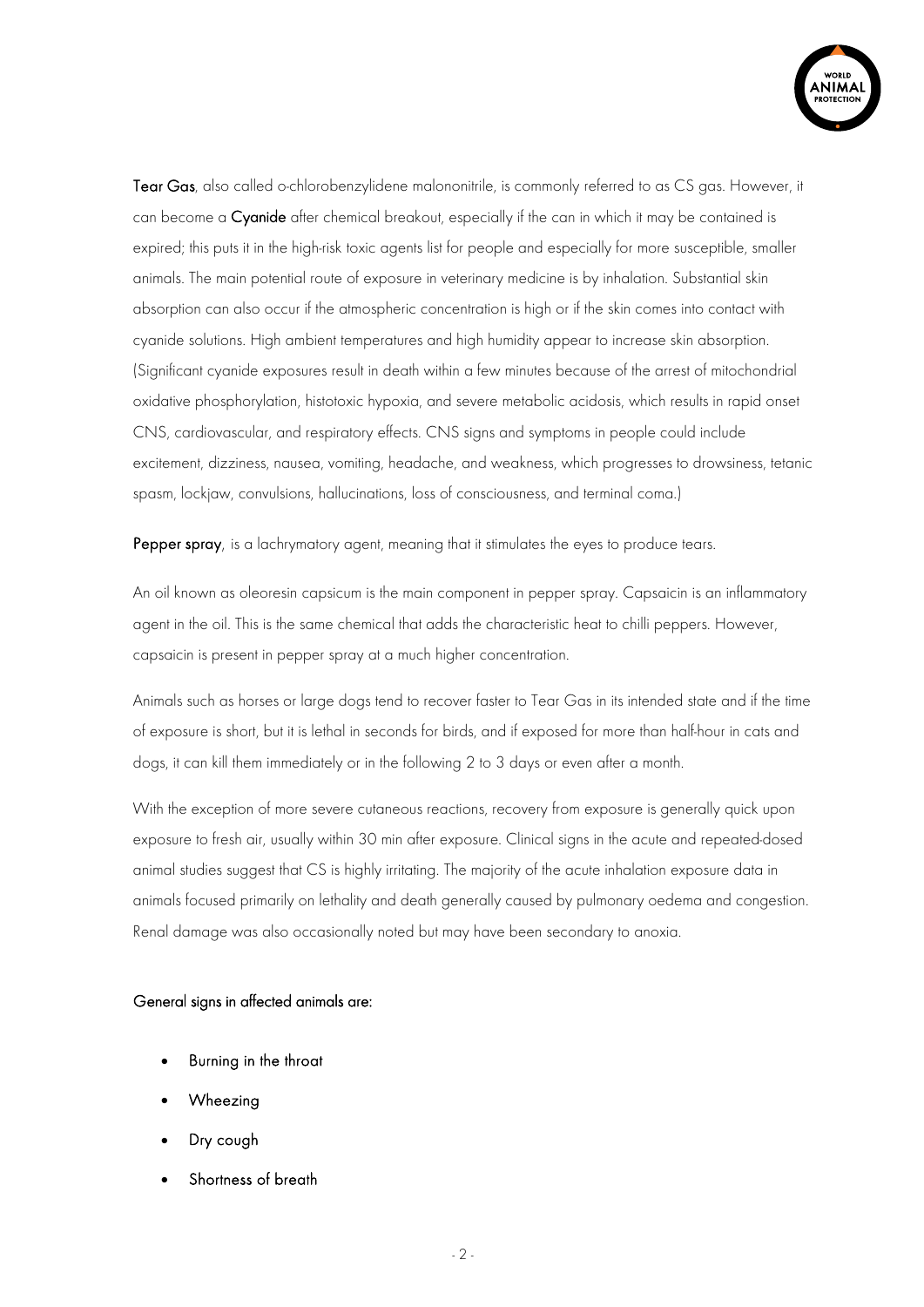**Tear Gas**, also called o-chlorobenzylidene malononitrile, is commonly referred to as CS gas. However, it can become a **Cyanide** after chemical breakout, especially if the can in which it may be contained is expired; this puts it in the high-risk toxic agents list for people and especially for more susceptible, smaller animals. The main potential route of exposure in veterinary medicine is by inhalation. Substantial skin absorption can also occur if the atmospheric concentration is high or if the skin comes into contact with cyanide solutions. High ambient temperatures and high humidity appear to increase skin absorption. (Significant cyanide exposures result in death within a few minutes because of the arrest of mitochondrial oxidative phosphorylation, histotoxic hypoxia, and severe metabolic acidosis, which results in rapid onset CNS, cardiovascular, and respiratory effects. CNS signs and symptoms in people could include excitement, dizziness, nausea, vomiting, headache, and weakness, which progresses to drowsiness, tetanic spasm, lockjaw, convulsions, hallucinations, loss of consciousness, and terminal coma.)

**Pepper spray**, is a lachrymatory agent, meaning that it stimulates the eyes to produce tears.

An oil known as oleoresin capsicum is the main component in pepper spray. Capsaicin is an inflammatory agent in the oil. This is the same chemical that adds the characteristic heat to chilli peppers. However, capsaicin is present in pepper spray at a much higher concentration.

Animals such as horses or large dogs tend to recover faster to Tear Gas in its intended state and if the time of exposure is short, but it is lethal in seconds for birds, and if exposed for more than half-hour in cats and dogs, it can kill them immediately or in the following 2 to 3 days or even after a month.

With the exception of more severe cutaneous reactions, recovery from exposure is generally quick upon exposure to fresh air, usually within 30 min after exposure. Clinical signs in the acute and repeated-dosed animal studies suggest that CS is highly irritating. The majority of the acute inhalation exposure data in animals focused primarily on lethality and death generally caused by pulmonary oedema and congestion. Renal damage was also occasionally noted but may have been secondary to anoxia.

General signs in affected animals are:

- Burning in the throat
- Wheezing
- Dry cough
- Shortness of breath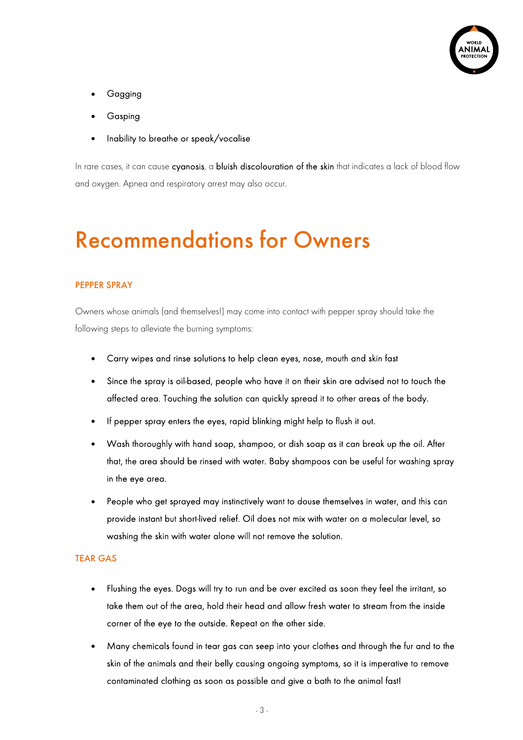- Gagging
- Gasping
- Inability to breathe or speak/vocalise

In rare cases, it can cause cyanosis, a bluish discolouration of the skin that indicates a lack of blood flow and oxygen. Apnea and respiratory arrest may also occur.

# Recommendations for Owners

### PEPPER SPRAY

Owners whose animals (and themselves!) may come into contact with pepper spray should take the following steps to alleviate the burning symptoms:

- Carry wipes and rinse solutions to help clean eyes, nose, mouth and skin fast
- Since the spray is oil-based, people who have it on their skin are advised not to touch the affected area. Touching the solution can quickly spread it to other areas of the body.
- If pepper spray enters the eyes, rapid blinking might help to flush it out.
- Wash thoroughly with hand soap, shampoo, or dish soap as it can break up the oil. After that, the area should be rinsed with water. Baby shampoos can be useful for washing spray in the eye area.
- People who get sprayed may instinctively want to douse themselves in water, and this can provide instant but short-lived relief. Oil does not mix with water on a molecular level, so washing the skin with water alone will not remove the solution.

### TEAR GAS

- Flushing the eyes. Dogs will try to run and be over excited as soon they feel the irritant, so take them out of the area, hold their head and allow fresh water to stream from the inside corner of the eye to the outside. Repeat on the other side.
- Many chemicals found in tear gas can seep into your clothes and through the fur and to the skin of the animals and their belly causing ongoing symptoms, so it is imperative to remove contaminated clothing as soon as possible and give a bath to the animal fast!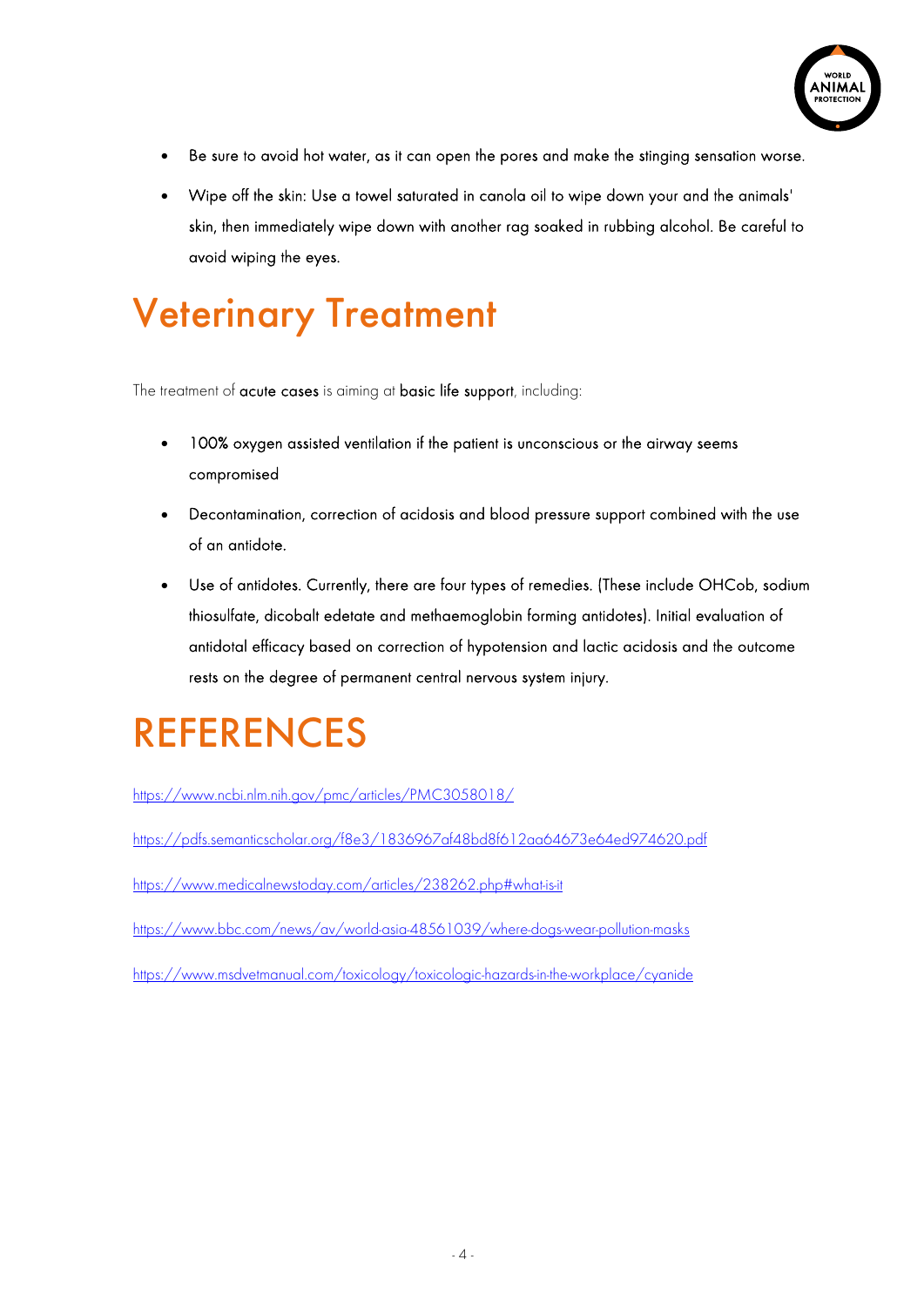- Be sure to avoid hot water, as it can open the pores and make the stinging sensation worse.
- Wipe off the skin: Use a towel saturated in canola oil to wipe down your and the animals' skin, then immediately wipe down with another rag soaked in rubbing alcohol. Be careful to avoid wiping the eyes.

# Veterinary Treatment

The treatment of acute cases is aiming at basic life support, including:

- 100% oxygen assisted ventilation if the patient is unconscious or the airway seems compromised
- Decontamination, correction of acidosis and blood pressure support combined with the use of an antidote.
- Use of antidotes. Currently, there are four types of remedies. (These include OHCob, sodium thiosulfate, dicobalt edetate and methaemoglobin forming antidotes). Initial evaluation of antidotal efficacy based on correction of hypotension and lactic acidosis and the outcome rests on the degree of permanent central nervous system injury.

# REFERENCES

https://www.ncbi.nlm.nih.gov/pmc/articles/PMC3058018/

https://pdfs.semanticscholar.org/f8e3/1836967af48bd8f612aa64673e64ed974620.pdf

https://www.medicalnewstoday.com/articles/238262.php#what-is-it

https://www.bbc.com/news/av/world-asia-48561039/where-dogs-wear-pollution-masks

https://www.msdvetmanual.com/toxicology/toxicologic-hazards-in-the-workplace/cyanide